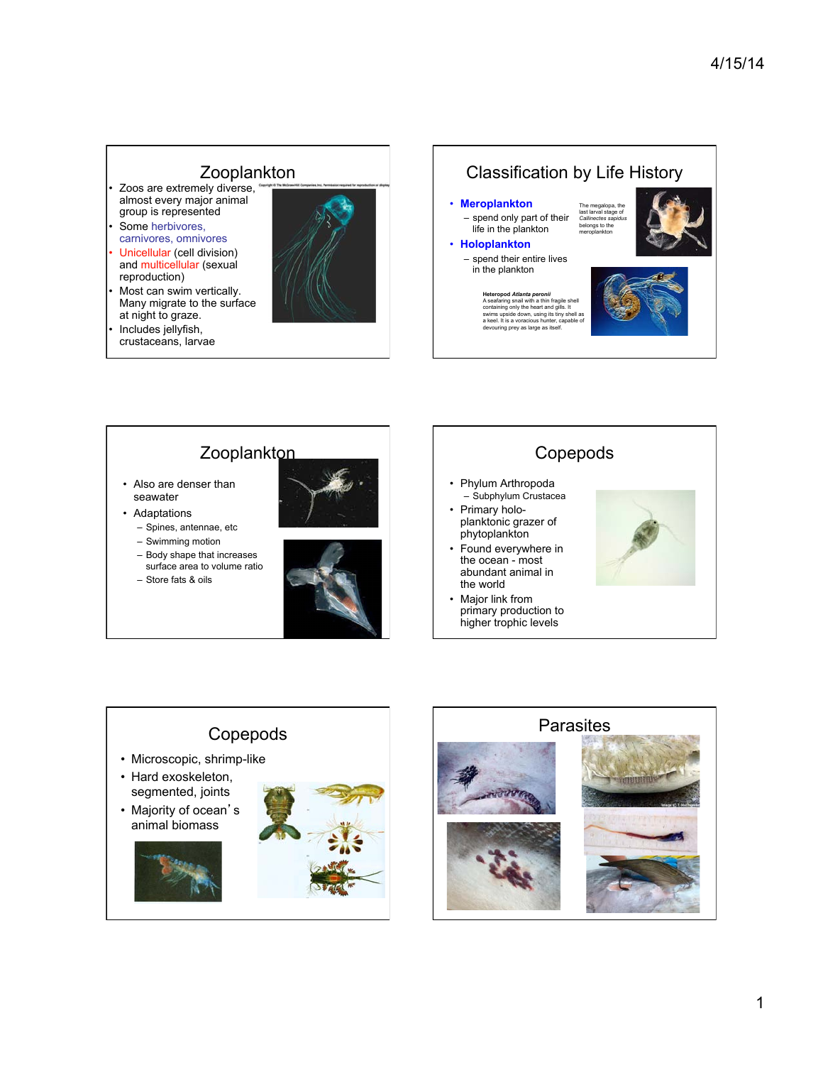## Zooplankton

- Zoos are extremely diverse, almost every major animal group is represented
- Some herbivores, carnivores, omnivores
- Unicellular (cell division) and multicellular (sexual reproduction)
- Most can swim vertically. Many migrate to the surface at night to graze.
- Includes jellyfish, crustaceans, larvae

Copyright © The McGraw-Hill Companies, Inc. Permission required for reproduction or display.

## Classification by Life History

- **Meroplankton**
  - spend only part of their life in the plankton
- **Holoplankton**
  - spend their entire lives in the plankton

The megalopa, the last larval stage of *Callinectes sapidus* belongs to the meroplankton

**Heteropod *Atlanta peroni*i**
A seafaring snail with a thin fragile shell containing only the heart and gills. It swims upside down, using its tiny shell as a keel. It is a voracious hunter, capable of devouring prey as large as itself.

## Zooplankton

- Also are denser than seawater
- Adaptations
  - Spines, antennae, etc
  - Swimming motion
  - Body shape that increases surface area to volume ratio
  - Store fats & oils

## Copepods

- Phylum Arthropoda
  - Subphylum Crustacea
- Primary holo-planktonic grazer of phytoplankton
- Found everywhere in the ocean - most abundant animal in the world
- Major link from primary production to higher trophic levels

## Copepods

- Microscopic, shrimp-like
- Hard exoskeleton, segmented, joints
- Majority of ocean's animal biomass

## Parasites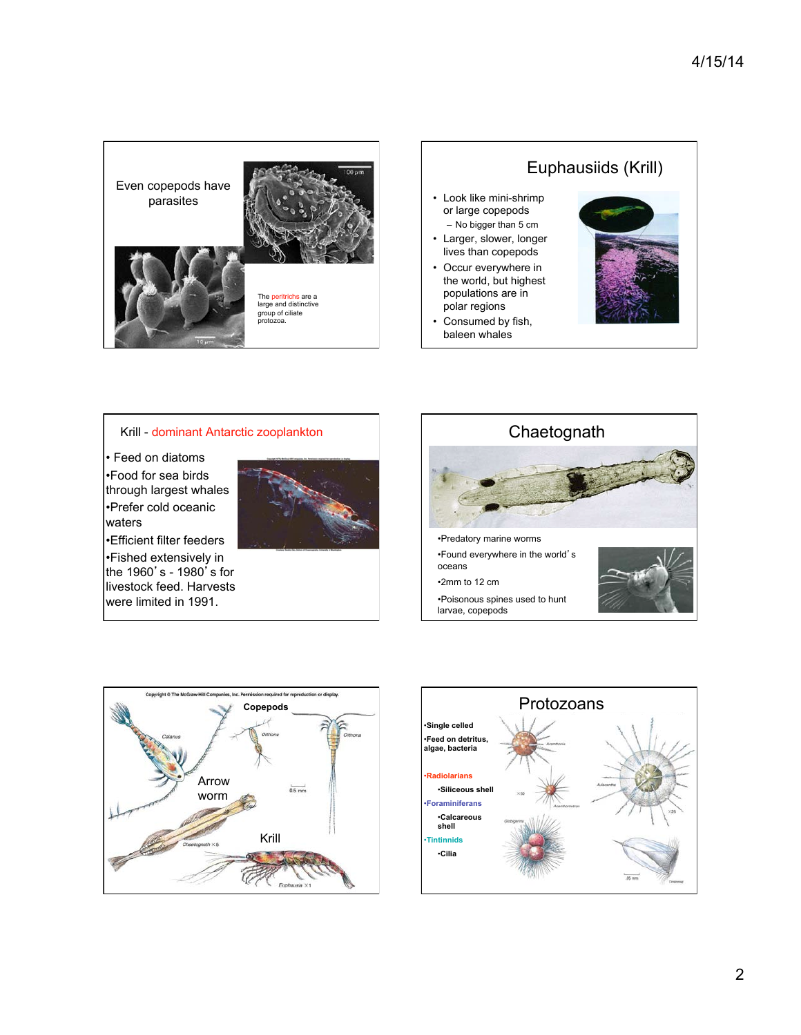Even copepods have parasites

The peritrichs are a large and distinctive group of ciliate protozoa.

## Euphausiids (Krill)

- Look like mini-shrimp or large copepods
  - No bigger than 5 cm
- Larger, slower, longer lives than copepods
- Occur everywhere in the world, but highest populations are in polar regions
- Consumed by fish, baleen whales

## Krill - dominant Antarctic zooplankton

- Feed on diatoms
- Food for sea birds through largest whales
- Prefer cold oceanic waters
- Efficient filter feeders
- Fished extensively in the 1960's - 1980's for livestock feed. Harvests were limited in 1991.

## Chaetognath

- Predatory marine worms
- Found everywhere in the world's oceans
- 2mm to 12 cm
- Poisonous spines used to hunt larvae, copepods

Copyright © The McGraw-Hill Companies, Inc. Permission required for reproduction or display.

Copepods

Calanus

Oithona

Oithona

0.5 mm

Arrow worm

Chaetognath ×5

Krill

Euphausia ×1

## Protozoans

- **Single celled**
- **Feed on detritus, algae, bacteria**
- **Radiolarians**
  - **Siliceous shell**
- **Foraminiferans**
  - **Calcareous shell**
- **Tintinnids**
  - **Cilia**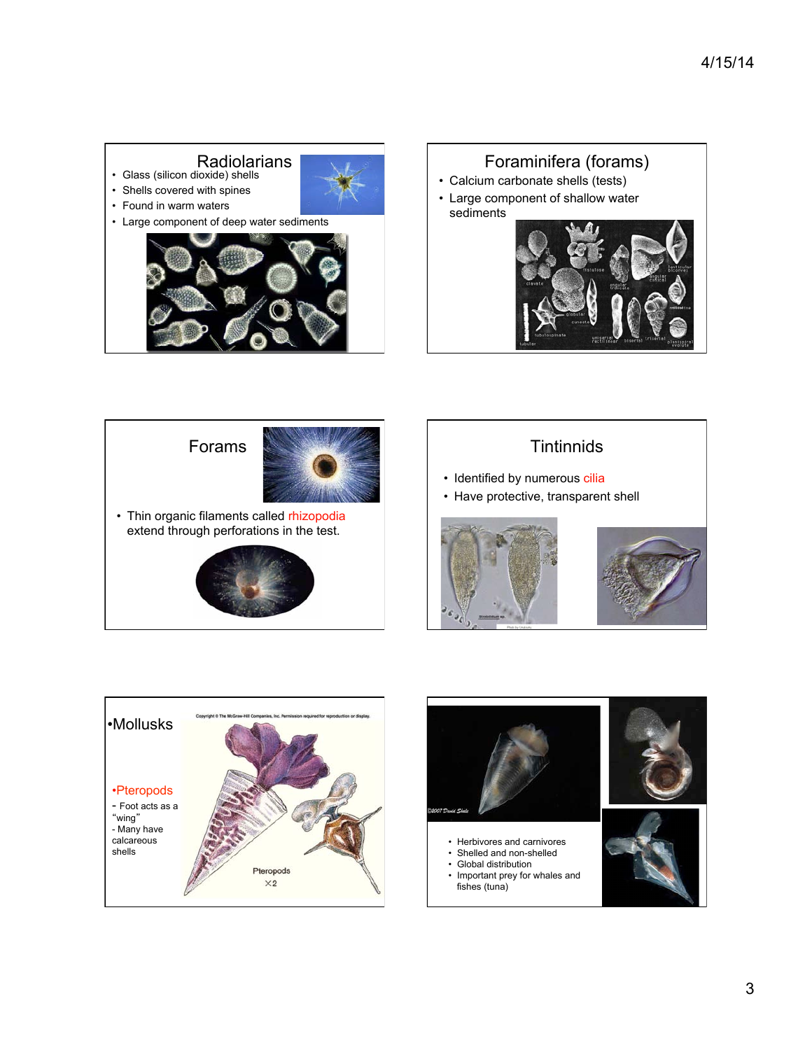## Radiolarians

- Glass (silicon dioxide) shells
- Shells covered with spines
- Found in warm waters
- Large component of deep water sediments

## Foraminifera (forams)

- Calcium carbonate shells (tests)
- Large component of shallow water sediments

## Forams

- Thin organic filaments called rhizopodia extend through perforations in the test.

## Tintinnids

- Identified by numerous cilia
- Have protective, transparent shell

## •Mollusks

•Pteropods

- Foot acts as a "wing"
- Many have calcareous shells

Pteropods ×2

- Herbivores and carnivores
- Shelled and non-shelled
- Global distribution
- Important prey for whales and fishes (tuna)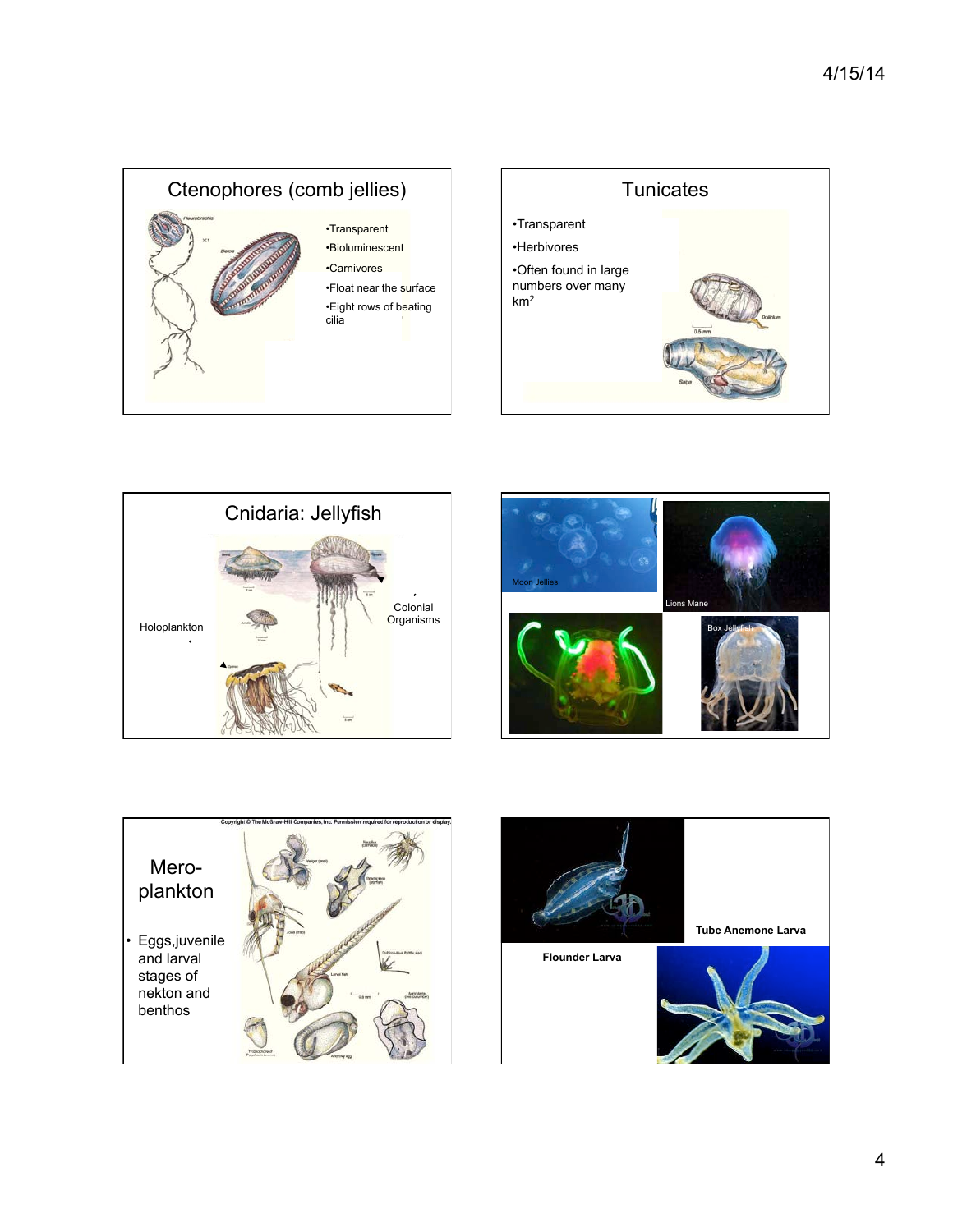## Ctenophores (comb jellies)

- Transparent
- Bioluminescent
- Carnivores
- Float near the surface
- Eight rows of beating cilia

## Tunicates

- Transparent
- Herbivores
- Often found in large numbers over many $km^2$

## Cnidaria: Jellyfish

Holoplankton

Colonial Organisms

Moon Jellies

Lions Mane

Box Jellyfish

## Mero-plankton

- Eggs,juvenile and larval stages of nekton and benthos

Tube Anemone Larva

Flounder Larva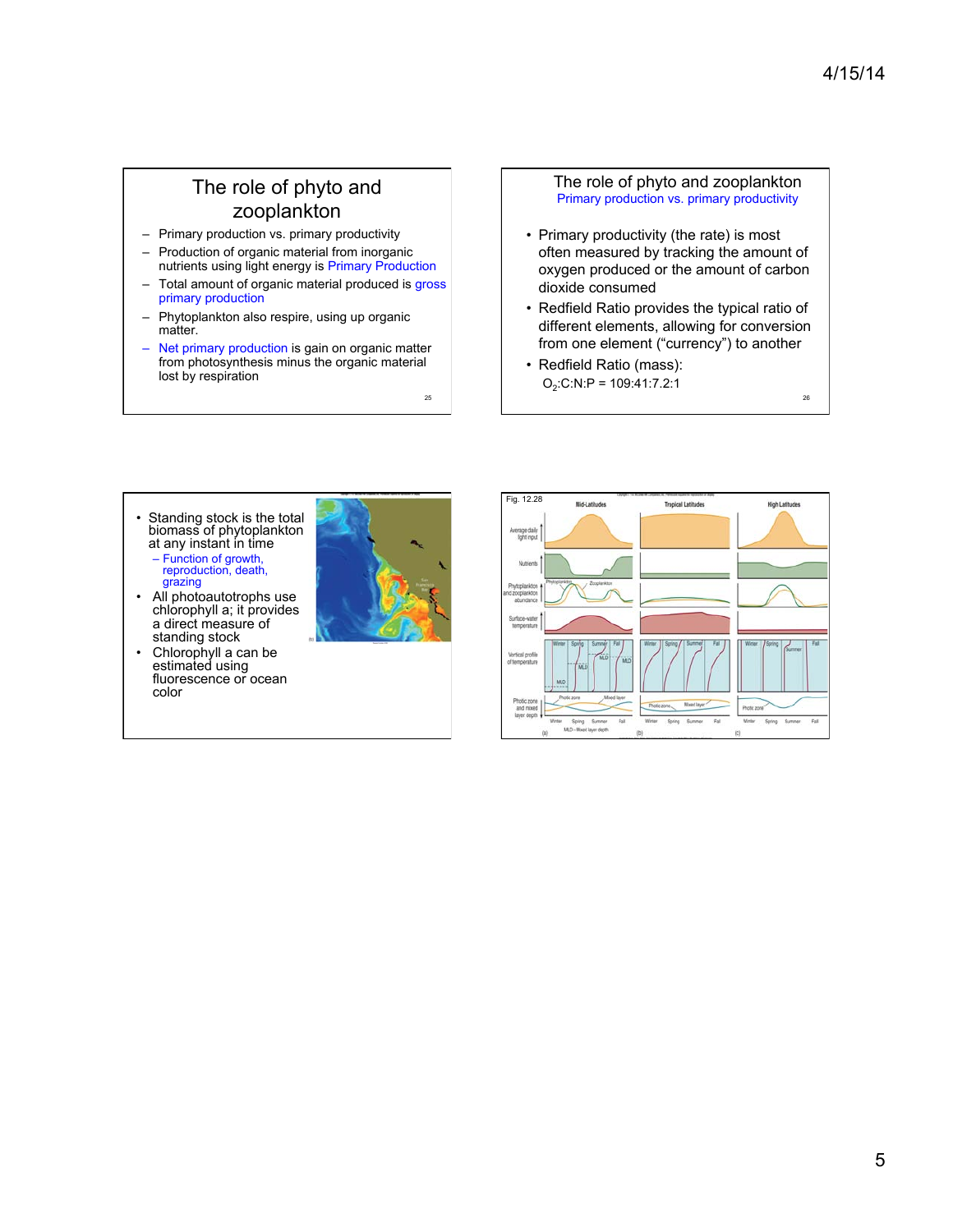## The role of phyto and zooplankton

- Primary production vs. primary productivity
- Production of organic material from inorganic nutrients using light energy is Primary Production
- Total amount of organic material produced is gross primary production
- Phytoplankton also respire, using up organic matter.
- Net primary production is gain on organic matter from photosynthesis minus the organic material lost by respiration

## The role of phyto and zooplankton

### Primary production vs. primary productivity

- Primary productivity (the rate) is most often measured by tracking the amount of oxygen produced or the amount of carbon dioxide consumed
- Redfield Ratio provides the typical ratio of different elements, allowing for conversion from one element ("currency") to another
- Redfield Ratio (mass):

  $O_2$:C:N:P = 109:41:7.2:1

- Standing stock is the total biomass of phytoplankton at any instant in time
  - Function of growth, reproduction, death, grazing
- All photoautotrophs use chlorophyll a; it provides a direct measure of standing stock
- Chlorophyll a can be estimated using fluorescence or ocean color

Fig. 12.28

Mid-Latitudes
Tropical Latitudes
High Latitudes

Average daily light input
Nutrients
Phytoplankton and zooplankton abundance
Phytoplankton
Zooplankton
Surface-water temperature
Vertical profile of temperature
Winter Spring Summer Fall
MLD
Photic zone and mixed layer depth
Photic zone
Mixed layer
Winter Spring Summer Fall
MLD = Mixed layer depth
(a) (b) (c)